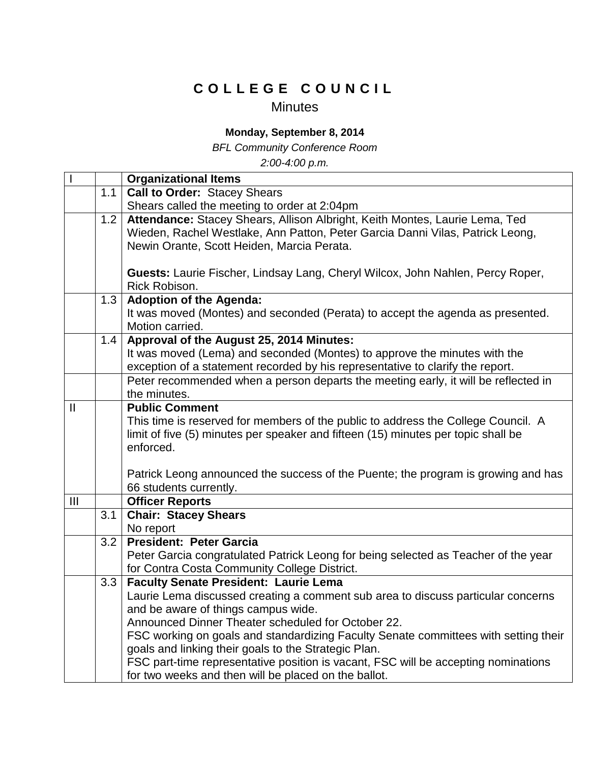# C O L L E G E   C O U N C I L

## Minutes

**Monday, September 8, 2014**

*BFL Community Conference Room*

*2:00-4:00 p.m.*

| I | | **Organizational Items** |
|---|---|---|
| | 1.1 | **Call to Order:** Stacey Shears<br>Shears called the meeting to order at 2:04pm |
| | 1.2 | **Attendance:** Stacey Shears, Allison Albright, Keith Montes, Laurie Lema, Ted Wieden, Rachel Westlake, Ann Patton, Peter Garcia Danni Vilas, Patrick Leong, Newin Orante, Scott Heiden, Marcia Perata.<br><br>**Guests:** Laurie Fischer, Lindsay Lang, Cheryl Wilcox, John Nahlen, Percy Roper, Rick Robison. |
| | 1.3 | **Adoption of the Agenda:**<br>It was moved (Montes) and seconded (Perata) to accept the agenda as presented. Motion carried. |
| | 1.4 | **Approval of the August 25, 2014 Minutes:**<br>It was moved (Lema) and seconded (Montes) to approve the minutes with the exception of a statement recorded by his representative to clarify the report. |
| | | Peter recommended when a person departs the meeting early, it will be reflected in the minutes. |
| II | | **Public Comment**<br>This time is reserved for members of the public to address the College Council. A limit of five (5) minutes per speaker and fifteen (15) minutes per topic shall be enforced.<br><br>Patrick Leong announced the success of the Puente; the program is growing and has 66 students currently. |
| III | | **Officer Reports** |
| | 3.1 | **Chair: Stacey Shears**<br>No report |
| | 3.2 | **President: Peter Garcia**<br>Peter Garcia congratulated Patrick Leong for being selected as Teacher of the year for Contra Costa Community College District. |
| | 3.3 | **Faculty Senate President: Laurie Lema**<br>Laurie Lema discussed creating a comment sub area to discuss particular concerns and be aware of things campus wide.<br>Announced Dinner Theater scheduled for October 22.<br>FSC working on goals and standardizing Faculty Senate committees with setting their goals and linking their goals to the Strategic Plan.<br>FSC part-time representative position is vacant, FSC will be accepting nominations for two weeks and then will be placed on the ballot. |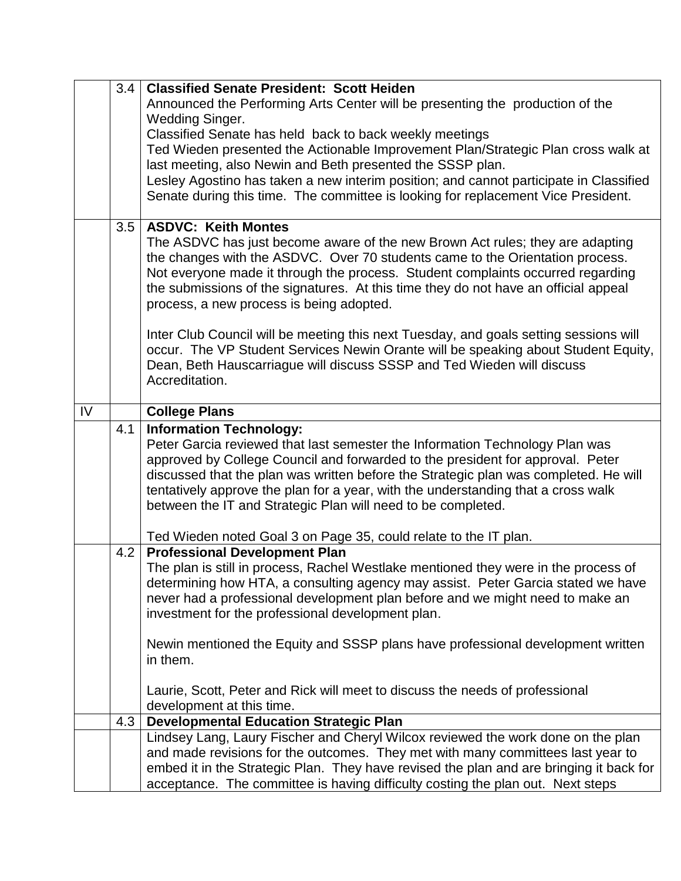| | | |
|---|---|---|
| | 3.4 | **Classified Senate President: Scott Heiden**<br>Announced the Performing Arts Center will be presenting the production of the Wedding Singer.<br>Classified Senate has held back to back weekly meetings<br>Ted Wieden presented the Actionable Improvement Plan/Strategic Plan cross walk at last meeting, also Newin and Beth presented the SSSP plan.<br>Lesley Agostino has taken a new interim position; and cannot participate in Classified Senate during this time. The committee is looking for replacement Vice President. |
| | 3.5 | **ASDVC: Keith Montes**<br>The ASDVC has just become aware of the new Brown Act rules; they are adapting the changes with the ASDVC. Over 70 students came to the Orientation process. Not everyone made it through the process. Student complaints occurred regarding the submissions of the signatures. At this time they do not have an official appeal process, a new process is being adopted.<br><br>Inter Club Council will be meeting this next Tuesday, and goals setting sessions will occur. The VP Student Services Newin Orante will be speaking about Student Equity, Dean, Beth Hauscarriague will discuss SSSP and Ted Wieden will discuss Accreditation. |
| IV | | **College Plans** |
| | 4.1 | **Information Technology:**<br>Peter Garcia reviewed that last semester the Information Technology Plan was approved by College Council and forwarded to the president for approval. Peter discussed that the plan was written before the Strategic plan was completed. He will tentatively approve the plan for a year, with the understanding that a cross walk between the IT and Strategic Plan will need to be completed.<br><br>Ted Wieden noted Goal 3 on Page 35, could relate to the IT plan. |
| | 4.2 | **Professional Development Plan**<br>The plan is still in process, Rachel Westlake mentioned they were in the process of determining how HTA, a consulting agency may assist. Peter Garcia stated we have never had a professional development plan before and we might need to make an investment for the professional development plan.<br><br>Newin mentioned the Equity and SSSP plans have professional development written in them.<br><br>Laurie, Scott, Peter and Rick will meet to discuss the needs of professional development at this time. |
| | 4.3 | **Developmental Education Strategic Plan** |
| | | Lindsey Lang, Laury Fischer and Cheryl Wilcox reviewed the work done on the plan and made revisions for the outcomes. They met with many committees last year to embed it in the Strategic Plan. They have revised the plan and are bringing it back for acceptance. The committee is having difficulty costing the plan out. Next steps |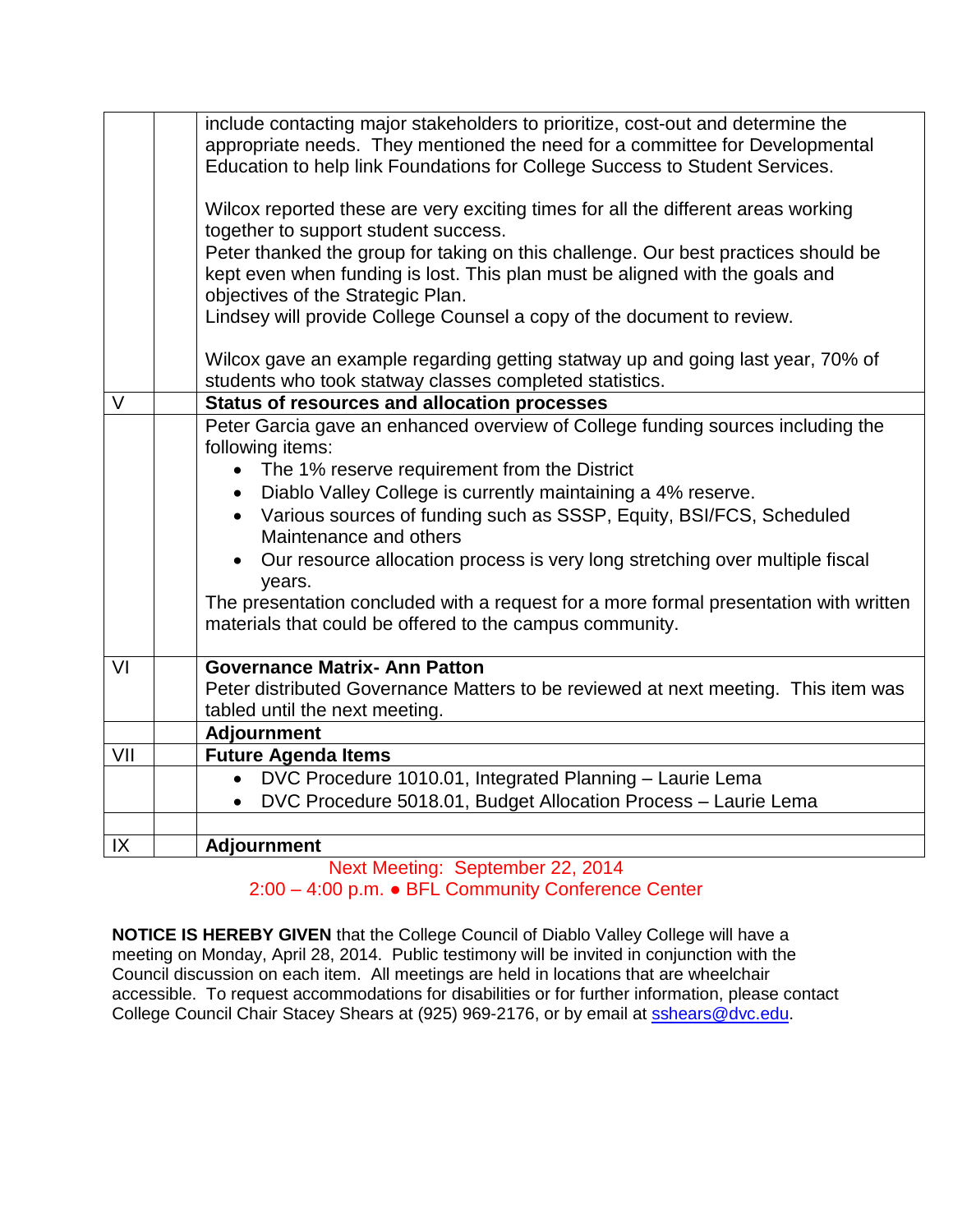| | | |
|---|---|---|
| | | include contacting major stakeholders to prioritize, cost-out and determine the appropriate needs. They mentioned the need for a committee for Developmental Education to help link Foundations for College Success to Student Services.<br><br>Wilcox reported these are very exciting times for all the different areas working together to support student success.<br>Peter thanked the group for taking on this challenge. Our best practices should be kept even when funding is lost. This plan must be aligned with the goals and objectives of the Strategic Plan.<br>Lindsey will provide College Counsel a copy of the document to review.<br><br>Wilcox gave an example regarding getting statway up and going last year, 70% of students who took statway classes completed statistics. |
| V | | **Status of resources and allocation processes** |
| | | Peter Garcia gave an enhanced overview of College funding sources including the following items:<br>• The 1% reserve requirement from the District<br>• Diablo Valley College is currently maintaining a 4% reserve.<br>• Various sources of funding such as SSSP, Equity, BSI/FCS, Scheduled Maintenance and others<br>• Our resource allocation process is very long stretching over multiple fiscal years.<br>The presentation concluded with a request for a more formal presentation with written materials that could be offered to the campus community. |
| VI | | **Governance Matrix- Ann Patton**<br>Peter distributed Governance Matters to be reviewed at next meeting. This item was tabled until the next meeting. |
| | | **Adjournment** |
| VII | | **Future Agenda Items** |
| | | • DVC Procedure 1010.01, Integrated Planning – Laurie Lema<br>• DVC Procedure 5018.01, Budget Allocation Process – Laurie Lema |
| | | |
| IX | | **Adjournment** |

Next Meeting: September 22, 2014
2:00 – 4:00 p.m. ● BFL Community Conference Center

**NOTICE IS HEREBY GIVEN** that the College Council of Diablo Valley College will have a meeting on Monday, April 28, 2014. Public testimony will be invited in conjunction with the Council discussion on each item. All meetings are held in locations that are wheelchair accessible. To request accommodations for disabilities or for further information, please contact College Council Chair Stacey Shears at (925) 969-2176, or by email at sshears@dvc.edu.